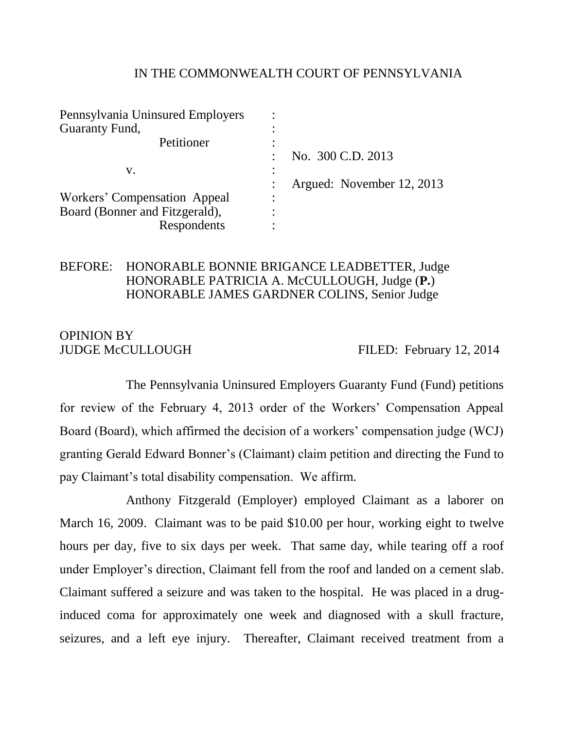IN THE COMMONWEALTH COURT OF PENNSYLVANIA

| | | |
|---|---|---|
| Pennsylvania Uninsured Employers Guaranty Fund, Petitioner | : | |
| | : | No. 300 C.D. 2013 |
| v. | : | |
| | : | Argued: November 12, 2013 |
| Workers' Compensation Appeal Board (Bonner and Fitzgerald), Respondents | : | |

BEFORE: HONORABLE BONNIE BRIGANCE LEADBETTER, Judge
HONORABLE PATRICIA A. McCULLOUGH, Judge (**P.**)
HONORABLE JAMES GARDNER COLINS, Senior Judge

OPINION BY
JUDGE McCULLOUGH FILED: February 12, 2014

The Pennsylvania Uninsured Employers Guaranty Fund (Fund) petitions for review of the February 4, 2013 order of the Workers' Compensation Appeal Board (Board), which affirmed the decision of a workers' compensation judge (WCJ) granting Gerald Edward Bonner's (Claimant) claim petition and directing the Fund to pay Claimant's total disability compensation. We affirm.

Anthony Fitzgerald (Employer) employed Claimant as a laborer on March 16, 2009. Claimant was to be paid $10.00 per hour, working eight to twelve hours per day, five to six days per week. That same day, while tearing off a roof under Employer's direction, Claimant fell from the roof and landed on a cement slab. Claimant suffered a seizure and was taken to the hospital. He was placed in a drug-induced coma for approximately one week and diagnosed with a skull fracture, seizures, and a left eye injury. Thereafter, Claimant received treatment from a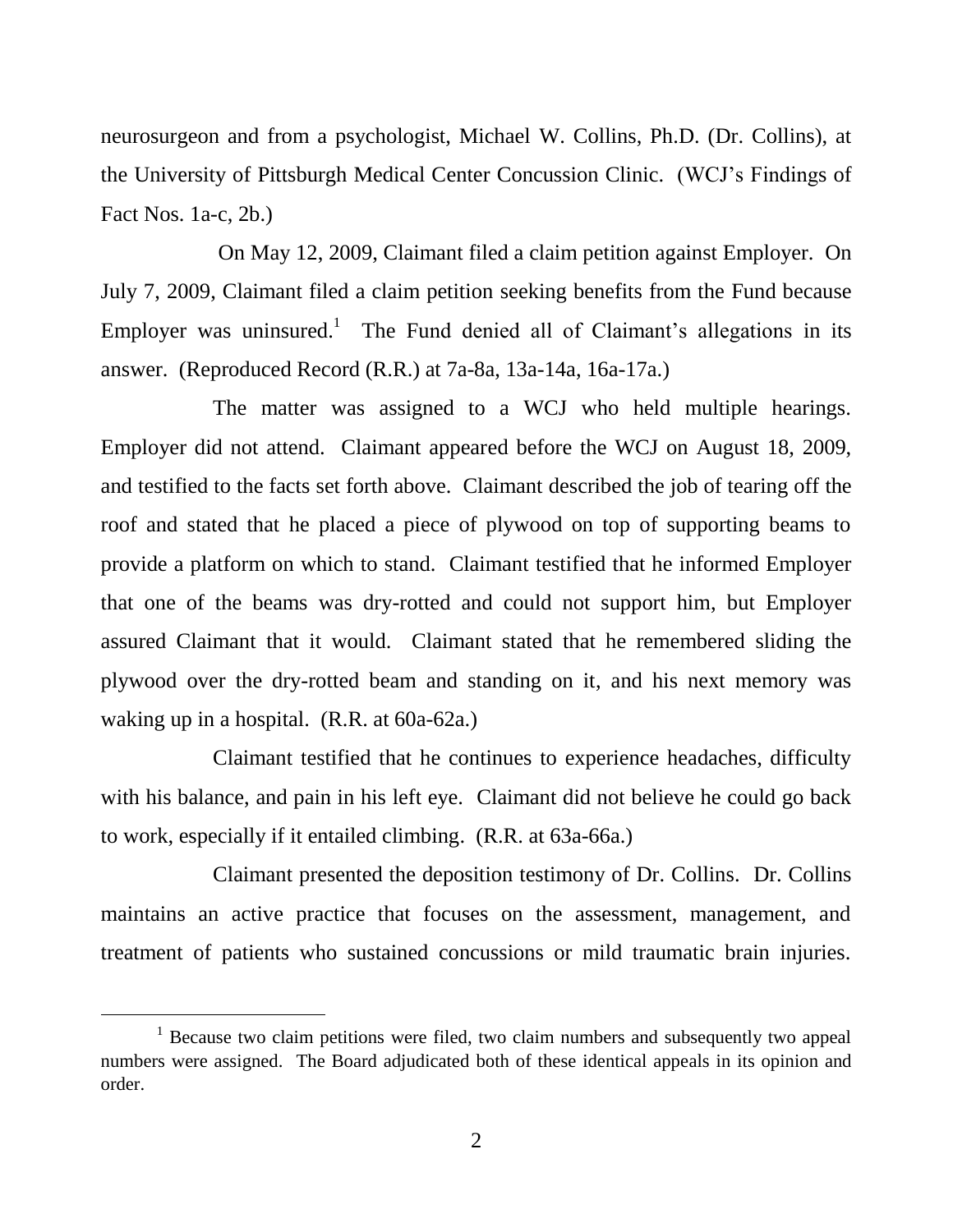neurosurgeon and from a psychologist, Michael W. Collins, Ph.D. (Dr. Collins), at the University of Pittsburgh Medical Center Concussion Clinic. (WCJ's Findings of Fact Nos. 1a-c, 2b.)

On May 12, 2009, Claimant filed a claim petition against Employer. On July 7, 2009, Claimant filed a claim petition seeking benefits from the Fund because Employer was uninsured.[1] The Fund denied all of Claimant's allegations in its answer. (Reproduced Record (R.R.) at 7a-8a, 13a-14a, 16a-17a.)

The matter was assigned to a WCJ who held multiple hearings. Employer did not attend. Claimant appeared before the WCJ on August 18, 2009, and testified to the facts set forth above. Claimant described the job of tearing off the roof and stated that he placed a piece of plywood on top of supporting beams to provide a platform on which to stand. Claimant testified that he informed Employer that one of the beams was dry-rotted and could not support him, but Employer assured Claimant that it would. Claimant stated that he remembered sliding the plywood over the dry-rotted beam and standing on it, and his next memory was waking up in a hospital. (R.R. at 60a-62a.)

Claimant testified that he continues to experience headaches, difficulty with his balance, and pain in his left eye. Claimant did not believe he could go back to work, especially if it entailed climbing. (R.R. at 63a-66a.)

Claimant presented the deposition testimony of Dr. Collins. Dr. Collins maintains an active practice that focuses on the assessment, management, and treatment of patients who sustained concussions or mild traumatic brain injuries.

---

[1] Because two claim petitions were filed, two claim numbers and subsequently two appeal numbers were assigned. The Board adjudicated both of these identical appeals in its opinion and order.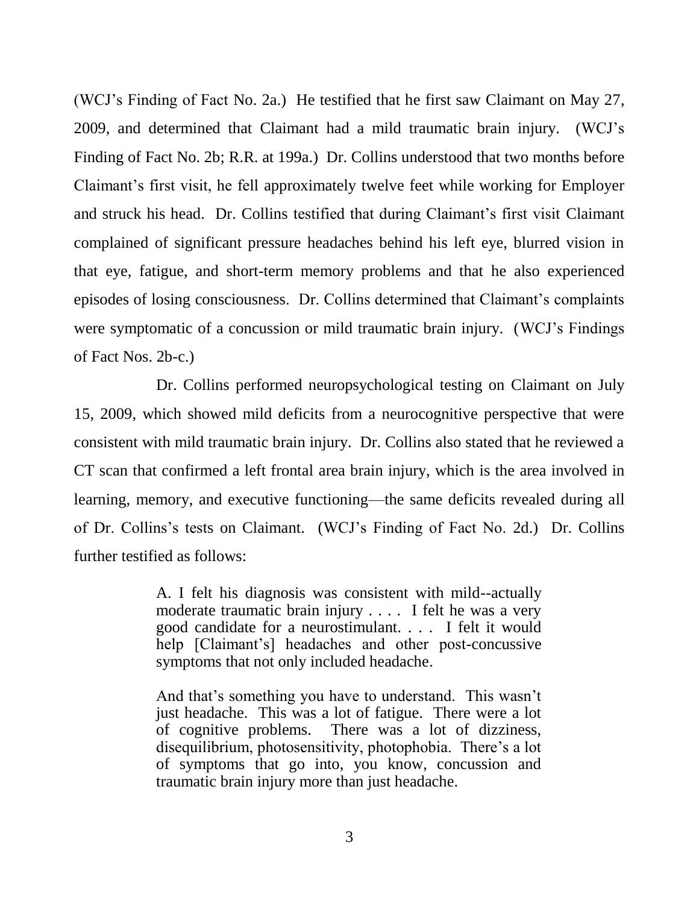(WCJ's Finding of Fact No. 2a.) He testified that he first saw Claimant on May 27, 2009, and determined that Claimant had a mild traumatic brain injury. (WCJ's Finding of Fact No. 2b; R.R. at 199a.) Dr. Collins understood that two months before Claimant's first visit, he fell approximately twelve feet while working for Employer and struck his head. Dr. Collins testified that during Claimant's first visit Claimant complained of significant pressure headaches behind his left eye, blurred vision in that eye, fatigue, and short-term memory problems and that he also experienced episodes of losing consciousness. Dr. Collins determined that Claimant's complaints were symptomatic of a concussion or mild traumatic brain injury. (WCJ's Findings of Fact Nos. 2b-c.)

Dr. Collins performed neuropsychological testing on Claimant on July 15, 2009, which showed mild deficits from a neurocognitive perspective that were consistent with mild traumatic brain injury. Dr. Collins also stated that he reviewed a CT scan that confirmed a left frontal area brain injury, which is the area involved in learning, memory, and executive functioning—the same deficits revealed during all of Dr. Collins's tests on Claimant. (WCJ's Finding of Fact No. 2d.) Dr. Collins further testified as follows:

> A. I felt his diagnosis was consistent with mild--actually moderate traumatic brain injury . . . . I felt he was a very good candidate for a neurostimulant. . . . I felt it would help [Claimant's] headaches and other post-concussive symptoms that not only included headache.
>
> And that's something you have to understand. This wasn't just headache. This was a lot of fatigue. There were a lot of cognitive problems. There was a lot of dizziness, disequilibrium, photosensitivity, photophobia. There's a lot of symptoms that go into, you know, concussion and traumatic brain injury more than just headache.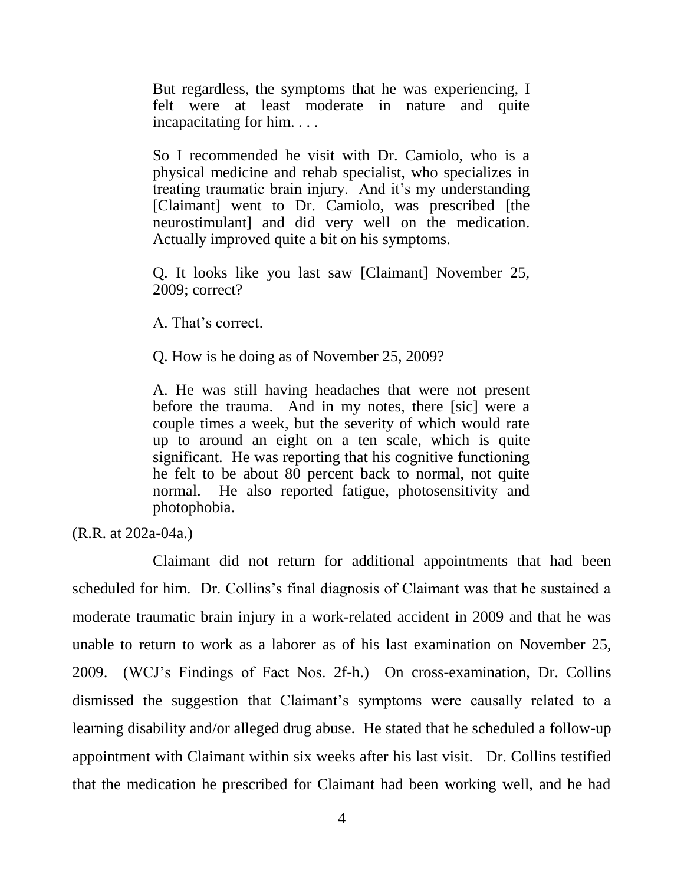> But regardless, the symptoms that he was experiencing, I felt were at least moderate in nature and quite incapacitating for him. . . .
>
> So I recommended he visit with Dr. Camiolo, who is a physical medicine and rehab specialist, who specializes in treating traumatic brain injury. And it's my understanding [Claimant] went to Dr. Camiolo, was prescribed [the neurostimulant] and did very well on the medication. Actually improved quite a bit on his symptoms.
>
> Q. It looks like you last saw [Claimant] November 25, 2009; correct?
>
> A. That's correct.
>
> Q. How is he doing as of November 25, 2009?
>
> A. He was still having headaches that were not present before the trauma. And in my notes, there [sic] were a couple times a week, but the severity of which would rate up to around an eight on a ten scale, which is quite significant. He was reporting that his cognitive functioning he felt to be about 80 percent back to normal, not quite normal. He also reported fatigue, photosensitivity and photophobia.

(R.R. at 202a-04a.)

Claimant did not return for additional appointments that had been scheduled for him. Dr. Collins's final diagnosis of Claimant was that he sustained a moderate traumatic brain injury in a work-related accident in 2009 and that he was unable to return to work as a laborer as of his last examination on November 25, 2009. (WCJ's Findings of Fact Nos. 2f-h.) On cross-examination, Dr. Collins dismissed the suggestion that Claimant's symptoms were causally related to a learning disability and/or alleged drug abuse. He stated that he scheduled a follow-up appointment with Claimant within six weeks after his last visit. Dr. Collins testified that the medication he prescribed for Claimant had been working well, and he had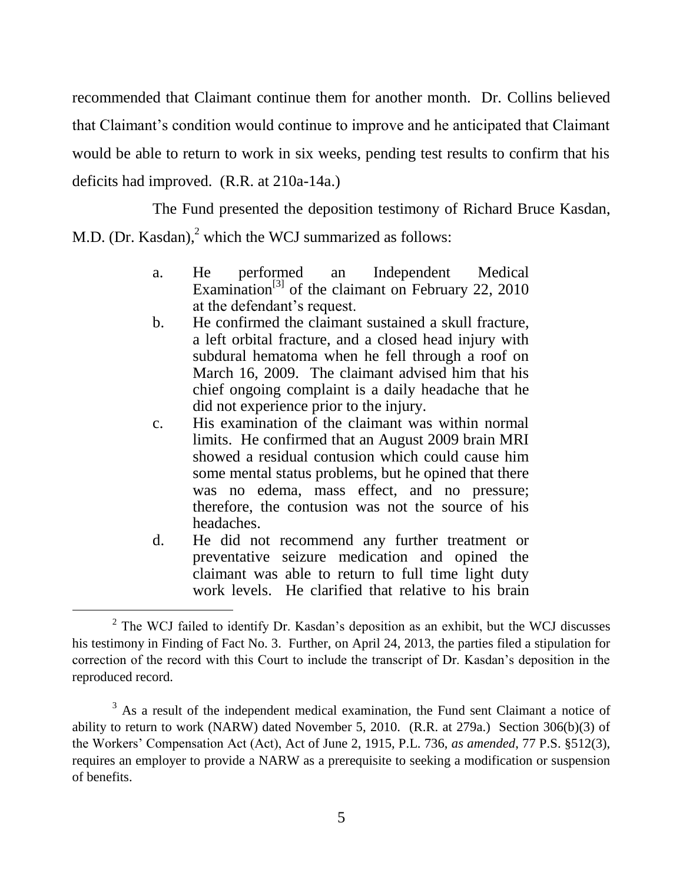recommended that Claimant continue them for another month. Dr. Collins believed that Claimant's condition would continue to improve and he anticipated that Claimant would be able to return to work in six weeks, pending test results to confirm that his deficits had improved. (R.R. at 210a-14a.)

The Fund presented the deposition testimony of Richard Bruce Kasdan, M.D. (Dr. Kasdan),[2] which the WCJ summarized as follows:

> a. He performed an Independent Medical Examination[3] of the claimant on February 22, 2010 at the defendant's request.
>
> b. He confirmed the claimant sustained a skull fracture, a left orbital fracture, and a closed head injury with subdural hematoma when he fell through a roof on March 16, 2009. The claimant advised him that his chief ongoing complaint is a daily headache that he did not experience prior to the injury.
>
> c. His examination of the claimant was within normal limits. He confirmed that an August 2009 brain MRI showed a residual contusion which could cause him some mental status problems, but he opined that there was no edema, mass effect, and no pressure; therefore, the contusion was not the source of his headaches.
>
> d. He did not recommend any further treatment or preventative seizure medication and opined the claimant was able to return to full time light duty work levels. He clarified that relative to his brain

---

[2] The WCJ failed to identify Dr. Kasdan's deposition as an exhibit, but the WCJ discusses his testimony in Finding of Fact No. 3. Further, on April 24, 2013, the parties filed a stipulation for correction of the record with this Court to include the transcript of Dr. Kasdan's deposition in the reproduced record.

[3] As a result of the independent medical examination, the Fund sent Claimant a notice of ability to return to work (NARW) dated November 5, 2010. (R.R. at 279a.) Section 306(b)(3) of the Workers' Compensation Act (Act), Act of June 2, 1915, P.L. 736, *as amended*, 77 P.S. §512(3), requires an employer to provide a NARW as a prerequisite to seeking a modification or suspension of benefits.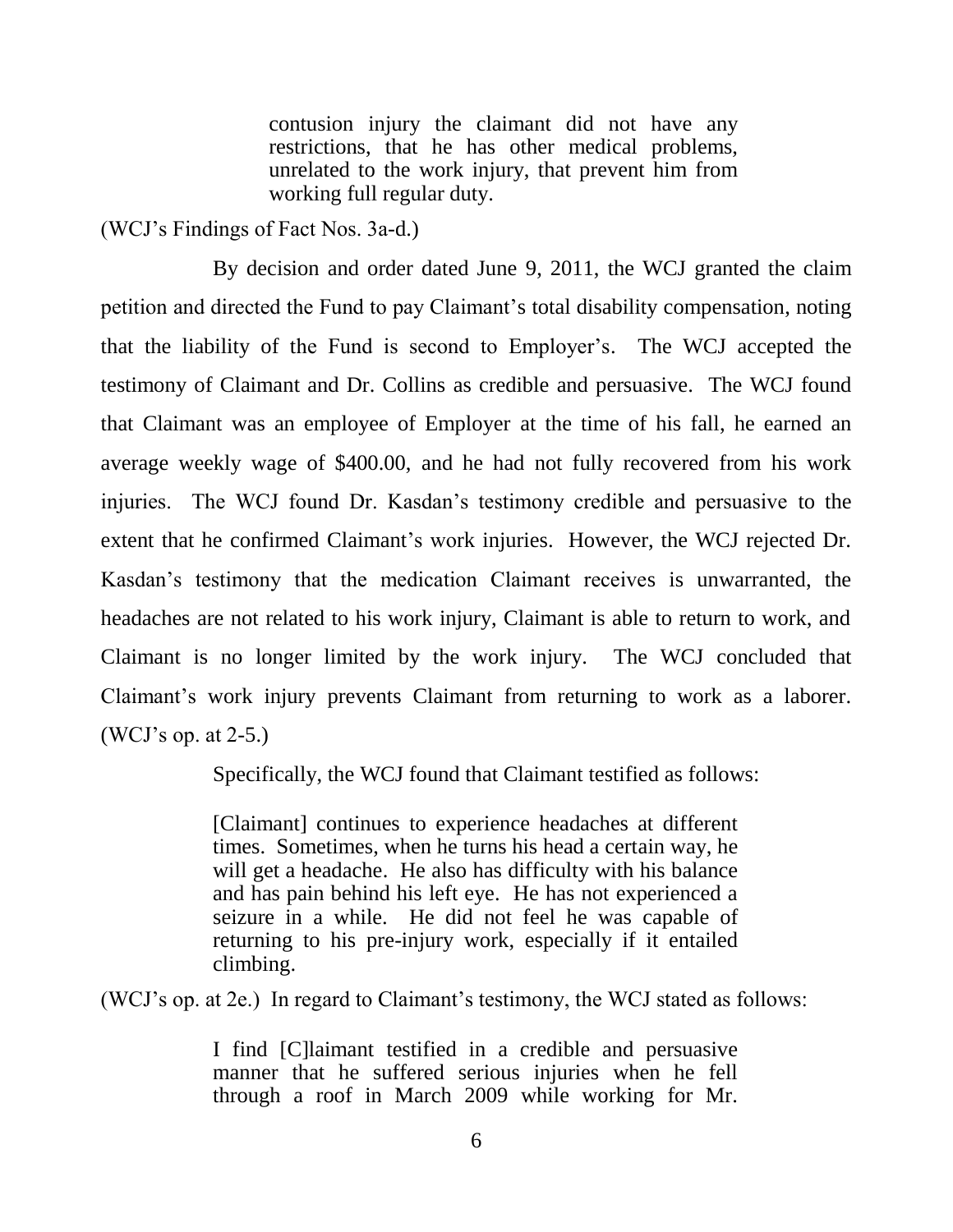> contusion injury the claimant did not have any restrictions, that he has other medical problems, unrelated to the work injury, that prevent him from working full regular duty.

(WCJ's Findings of Fact Nos. 3a-d.)

By decision and order dated June 9, 2011, the WCJ granted the claim petition and directed the Fund to pay Claimant's total disability compensation, noting that the liability of the Fund is second to Employer's. The WCJ accepted the testimony of Claimant and Dr. Collins as credible and persuasive. The WCJ found that Claimant was an employee of Employer at the time of his fall, he earned an average weekly wage of $400.00, and he had not fully recovered from his work injuries. The WCJ found Dr. Kasdan's testimony credible and persuasive to the extent that he confirmed Claimant's work injuries. However, the WCJ rejected Dr. Kasdan's testimony that the medication Claimant receives is unwarranted, the headaches are not related to his work injury, Claimant is able to return to work, and Claimant is no longer limited by the work injury. The WCJ concluded that Claimant's work injury prevents Claimant from returning to work as a laborer. (WCJ's op. at 2-5.)

Specifically, the WCJ found that Claimant testified as follows:

> [Claimant] continues to experience headaches at different times. Sometimes, when he turns his head a certain way, he will get a headache. He also has difficulty with his balance and has pain behind his left eye. He has not experienced a seizure in a while. He did not feel he was capable of returning to his pre-injury work, especially if it entailed climbing.

(WCJ's op. at 2e.) In regard to Claimant's testimony, the WCJ stated as follows:

> I find [C]laimant testified in a credible and persuasive manner that he suffered serious injuries when he fell through a roof in March 2009 while working for Mr.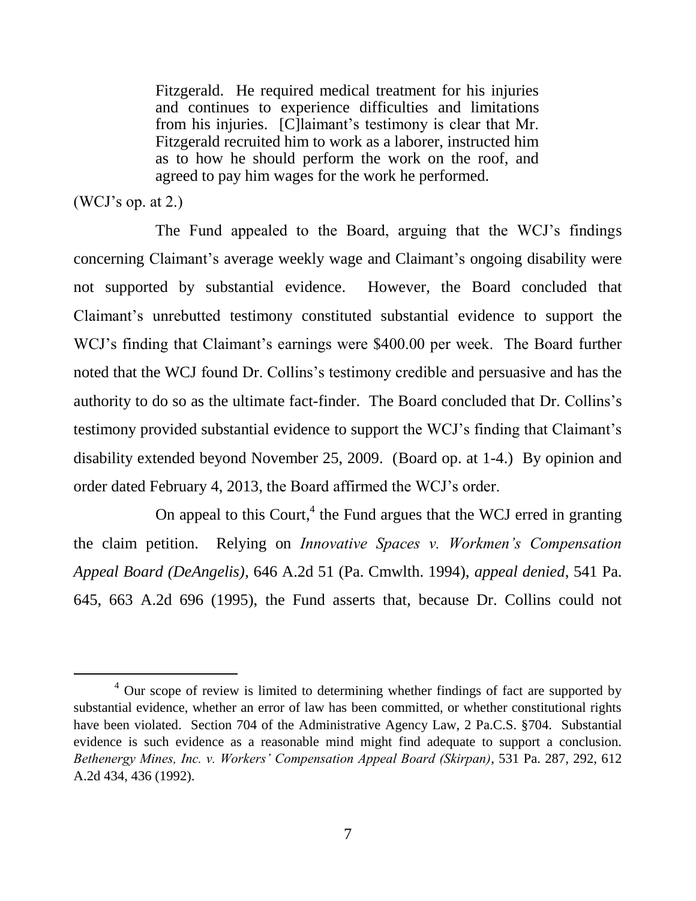> Fitzgerald. He required medical treatment for his injuries and continues to experience difficulties and limitations from his injuries. [C]laimant's testimony is clear that Mr. Fitzgerald recruited him to work as a laborer, instructed him as to how he should perform the work on the roof, and agreed to pay him wages for the work he performed.

(WCJ's op. at 2.)

The Fund appealed to the Board, arguing that the WCJ's findings concerning Claimant's average weekly wage and Claimant's ongoing disability were not supported by substantial evidence. However, the Board concluded that Claimant's unrebutted testimony constituted substantial evidence to support the WCJ's finding that Claimant's earnings were $400.00 per week. The Board further noted that the WCJ found Dr. Collins's testimony credible and persuasive and has the authority to do so as the ultimate fact-finder. The Board concluded that Dr. Collins's testimony provided substantial evidence to support the WCJ's finding that Claimant's disability extended beyond November 25, 2009. (Board op. at 1-4.) By opinion and order dated February 4, 2013, the Board affirmed the WCJ's order.

On appeal to this Court,[4] the Fund argues that the WCJ erred in granting the claim petition. Relying on *Innovative Spaces v. Workmen's Compensation Appeal Board (DeAngelis)*, 646 A.2d 51 (Pa. Cmwlth. 1994), *appeal denied*, 541 Pa. 645, 663 A.2d 696 (1995), the Fund asserts that, because Dr. Collins could not

---

[4] Our scope of review is limited to determining whether findings of fact are supported by substantial evidence, whether an error of law has been committed, or whether constitutional rights have been violated. Section 704 of the Administrative Agency Law, 2 Pa.C.S. §704. Substantial evidence is such evidence as a reasonable mind might find adequate to support a conclusion. *Bethenergy Mines, Inc. v. Workers' Compensation Appeal Board (Skirpan)*, 531 Pa. 287, 292, 612 A.2d 434, 436 (1992).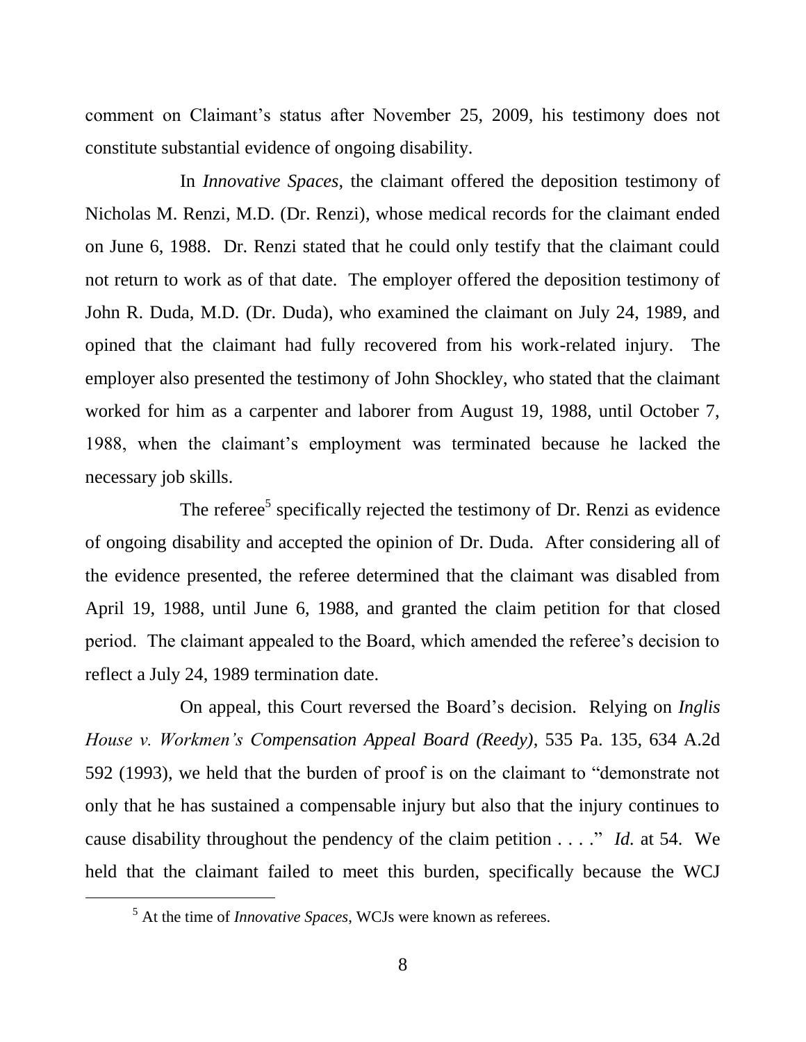comment on Claimant's status after November 25, 2009, his testimony does not constitute substantial evidence of ongoing disability.

In *Innovative Spaces*, the claimant offered the deposition testimony of Nicholas M. Renzi, M.D. (Dr. Renzi), whose medical records for the claimant ended on June 6, 1988. Dr. Renzi stated that he could only testify that the claimant could not return to work as of that date. The employer offered the deposition testimony of John R. Duda, M.D. (Dr. Duda), who examined the claimant on July 24, 1989, and opined that the claimant had fully recovered from his work-related injury. The employer also presented the testimony of John Shockley, who stated that the claimant worked for him as a carpenter and laborer from August 19, 1988, until October 7, 1988, when the claimant's employment was terminated because he lacked the necessary job skills.

The referee[5] specifically rejected the testimony of Dr. Renzi as evidence of ongoing disability and accepted the opinion of Dr. Duda. After considering all of the evidence presented, the referee determined that the claimant was disabled from April 19, 1988, until June 6, 1988, and granted the claim petition for that closed period. The claimant appealed to the Board, which amended the referee's decision to reflect a July 24, 1989 termination date.

On appeal, this Court reversed the Board's decision. Relying on *Inglis House v. Workmen's Compensation Appeal Board (Reedy)*, 535 Pa. 135, 634 A.2d 592 (1993), we held that the burden of proof is on the claimant to "demonstrate not only that he has sustained a compensable injury but also that the injury continues to cause disability throughout the pendency of the claim petition . . . ." *Id.* at 54. We held that the claimant failed to meet this burden, specifically because the WCJ

[5] At the time of *Innovative Spaces*, WCJs were known as referees.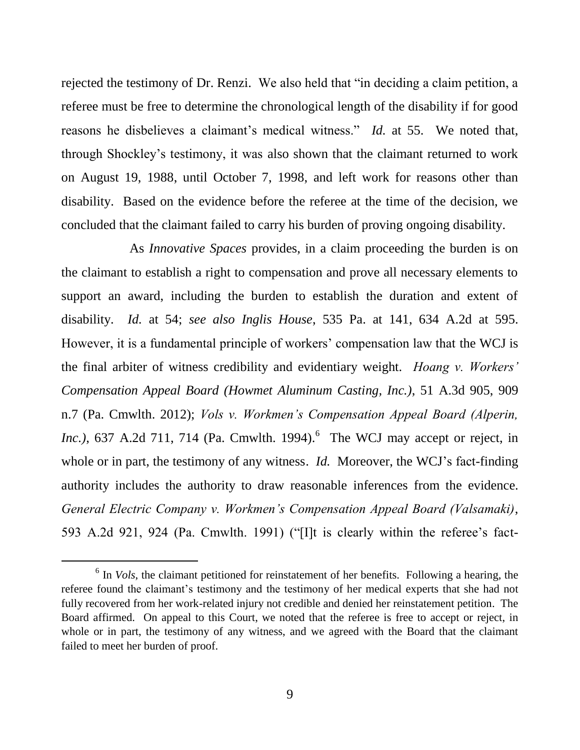rejected the testimony of Dr. Renzi. We also held that "in deciding a claim petition, a referee must be free to determine the chronological length of the disability if for good reasons he disbelieves a claimant's medical witness." *Id.* at 55. We noted that, through Shockley's testimony, it was also shown that the claimant returned to work on August 19, 1988, until October 7, 1998, and left work for reasons other than disability. Based on the evidence before the referee at the time of the decision, we concluded that the claimant failed to carry his burden of proving ongoing disability.

As *Innovative Spaces* provides, in a claim proceeding the burden is on the claimant to establish a right to compensation and prove all necessary elements to support an award, including the burden to establish the duration and extent of disability. *Id.* at 54; *see also Inglis House*, 535 Pa. at 141, 634 A.2d at 595. However, it is a fundamental principle of workers' compensation law that the WCJ is the final arbiter of witness credibility and evidentiary weight. *Hoang v. Workers' Compensation Appeal Board (Howmet Aluminum Casting, Inc.)*, 51 A.3d 905, 909 n.7 (Pa. Cmwlth. 2012); *Vols v. Workmen's Compensation Appeal Board (Alperin, Inc.)*, 637 A.2d 711, 714 (Pa. Cmwlth. 1994).[6] The WCJ may accept or reject, in whole or in part, the testimony of any witness. *Id.* Moreover, the WCJ's fact-finding authority includes the authority to draw reasonable inferences from the evidence. *General Electric Company v. Workmen's Compensation Appeal Board (Valsamaki)*, 593 A.2d 921, 924 (Pa. Cmwlth. 1991) ("[I]t is clearly within the referee's fact-

---

[6] In *Vols*, the claimant petitioned for reinstatement of her benefits. Following a hearing, the referee found the claimant's testimony and the testimony of her medical experts that she had not fully recovered from her work-related injury not credible and denied her reinstatement petition. The Board affirmed. On appeal to this Court, we noted that the referee is free to accept or reject, in whole or in part, the testimony of any witness, and we agreed with the Board that the claimant failed to meet her burden of proof.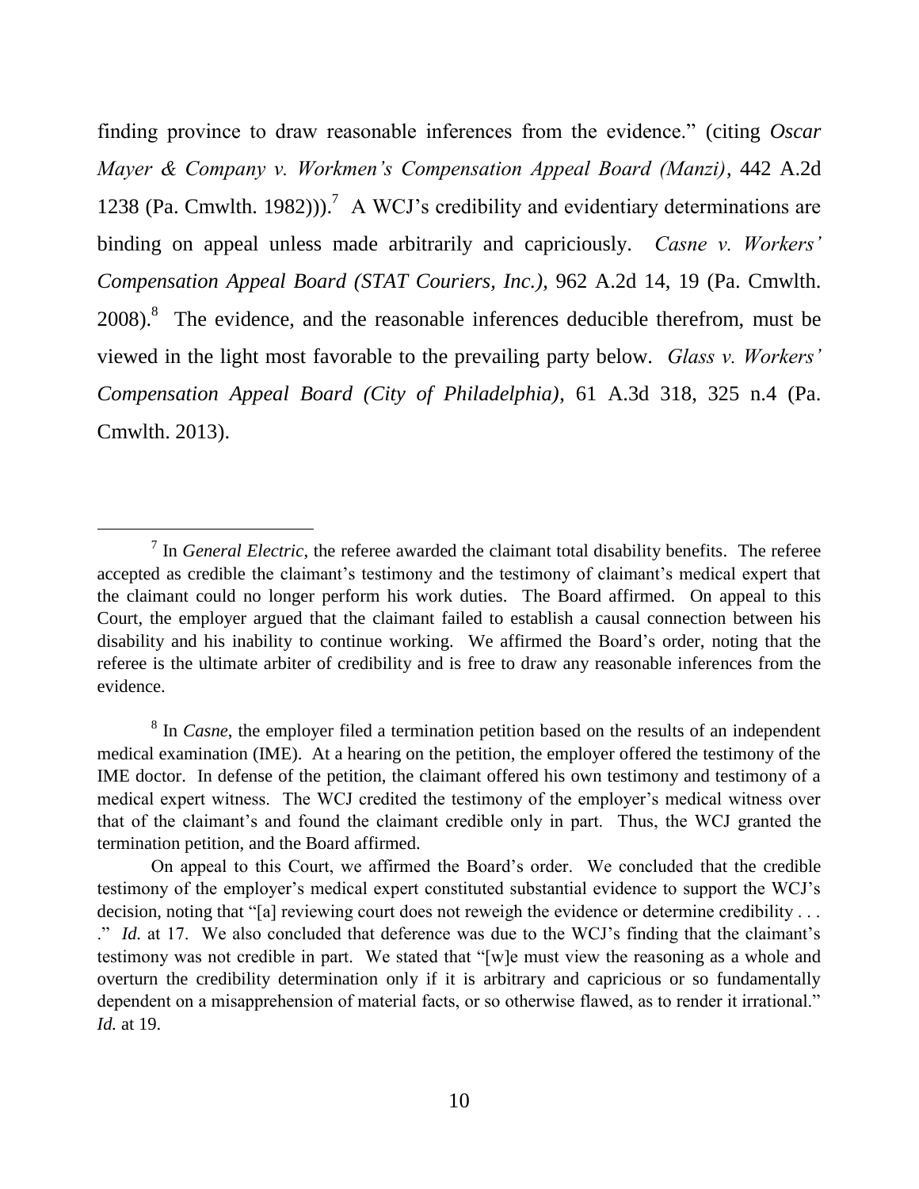finding province to draw reasonable inferences from the evidence." (citing *Oscar Mayer & Company v. Workmen's Compensation Appeal Board (Manzi)*, 442 A.2d 1238 (Pa. Cmwlth. 1982))).[7] A WCJ's credibility and evidentiary determinations are binding on appeal unless made arbitrarily and capriciously. *Casne v. Workers' Compensation Appeal Board (STAT Couriers, Inc.)*, 962 A.2d 14, 19 (Pa. Cmwlth. 2008).[8] The evidence, and the reasonable inferences deducible therefrom, must be viewed in the light most favorable to the prevailing party below. *Glass v. Workers' Compensation Appeal Board (City of Philadelphia)*, 61 A.3d 318, 325 n.4 (Pa. Cmwlth. 2013).

---

[7] In *General Electric*, the referee awarded the claimant total disability benefits. The referee accepted as credible the claimant's testimony and the testimony of claimant's medical expert that the claimant could no longer perform his work duties. The Board affirmed. On appeal to this Court, the employer argued that the claimant failed to establish a causal connection between his disability and his inability to continue working. We affirmed the Board's order, noting that the referee is the ultimate arbiter of credibility and is free to draw any reasonable inferences from the evidence.

[8] In *Casne*, the employer filed a termination petition based on the results of an independent medical examination (IME). At a hearing on the petition, the employer offered the testimony of the IME doctor. In defense of the petition, the claimant offered his own testimony and testimony of a medical expert witness. The WCJ credited the testimony of the employer's medical witness over that of the claimant's and found the claimant credible only in part. Thus, the WCJ granted the termination petition, and the Board affirmed.

On appeal to this Court, we affirmed the Board's order. We concluded that the credible testimony of the employer's medical expert constituted substantial evidence to support the WCJ's decision, noting that "[a] reviewing court does not reweigh the evidence or determine credibility . . . ." *Id.* at 17. We also concluded that deference was due to the WCJ's finding that the claimant's testimony was not credible in part. We stated that "[w]e must view the reasoning as a whole and overturn the credibility determination only if it is arbitrary and capricious or so fundamentally dependent on a misapprehension of material facts, or so otherwise flawed, as to render it irrational." *Id.* at 19.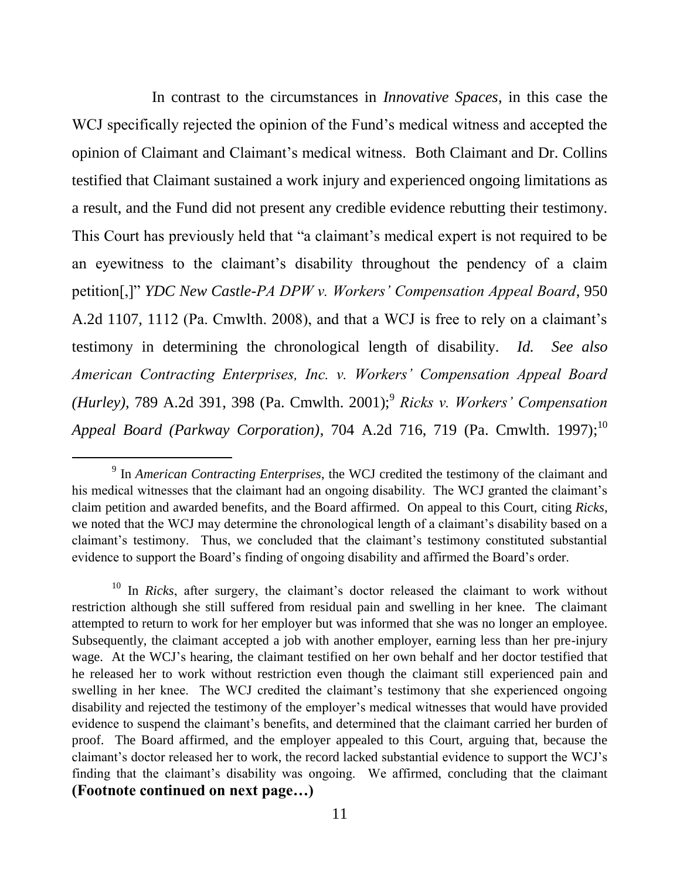In contrast to the circumstances in *Innovative Spaces*, in this case the WCJ specifically rejected the opinion of the Fund's medical witness and accepted the opinion of Claimant and Claimant's medical witness. Both Claimant and Dr. Collins testified that Claimant sustained a work injury and experienced ongoing limitations as a result, and the Fund did not present any credible evidence rebutting their testimony. This Court has previously held that "a claimant's medical expert is not required to be an eyewitness to the claimant's disability throughout the pendency of a claim petition[,]" *YDC New Castle-PA DPW v. Workers' Compensation Appeal Board*, 950 A.2d 1107, 1112 (Pa. Cmwlth. 2008), and that a WCJ is free to rely on a claimant's testimony in determining the chronological length of disability. *Id. See also American Contracting Enterprises, Inc. v. Workers' Compensation Appeal Board (Hurley)*, 789 A.2d 391, 398 (Pa. Cmwlth. 2001);[9] *Ricks v. Workers' Compensation Appeal Board (Parkway Corporation)*, 704 A.2d 716, 719 (Pa. Cmwlth. 1997);[10]

---

[9] In *American Contracting Enterprises*, the WCJ credited the testimony of the claimant and his medical witnesses that the claimant had an ongoing disability. The WCJ granted the claimant's claim petition and awarded benefits, and the Board affirmed. On appeal to this Court, citing *Ricks*, we noted that the WCJ may determine the chronological length of a claimant's disability based on a claimant's testimony. Thus, we concluded that the claimant's testimony constituted substantial evidence to support the Board's finding of ongoing disability and affirmed the Board's order.

[10] In *Ricks*, after surgery, the claimant's doctor released the claimant to work without restriction although she still suffered from residual pain and swelling in her knee. The claimant attempted to return to work for her employer but was informed that she was no longer an employee. Subsequently, the claimant accepted a job with another employer, earning less than her pre-injury wage. At the WCJ's hearing, the claimant testified on her own behalf and her doctor testified that he released her to work without restriction even though the claimant still experienced pain and swelling in her knee. The WCJ credited the claimant's testimony that she experienced ongoing disability and rejected the testimony of the employer's medical witnesses that would have provided evidence to suspend the claimant's benefits, and determined that the claimant carried her burden of proof. The Board affirmed, and the employer appealed to this Court, arguing that, because the claimant's doctor released her to work, the record lacked substantial evidence to support the WCJ's finding that the claimant's disability was ongoing. We affirmed, concluding that the claimant **(Footnote continued on next page…)**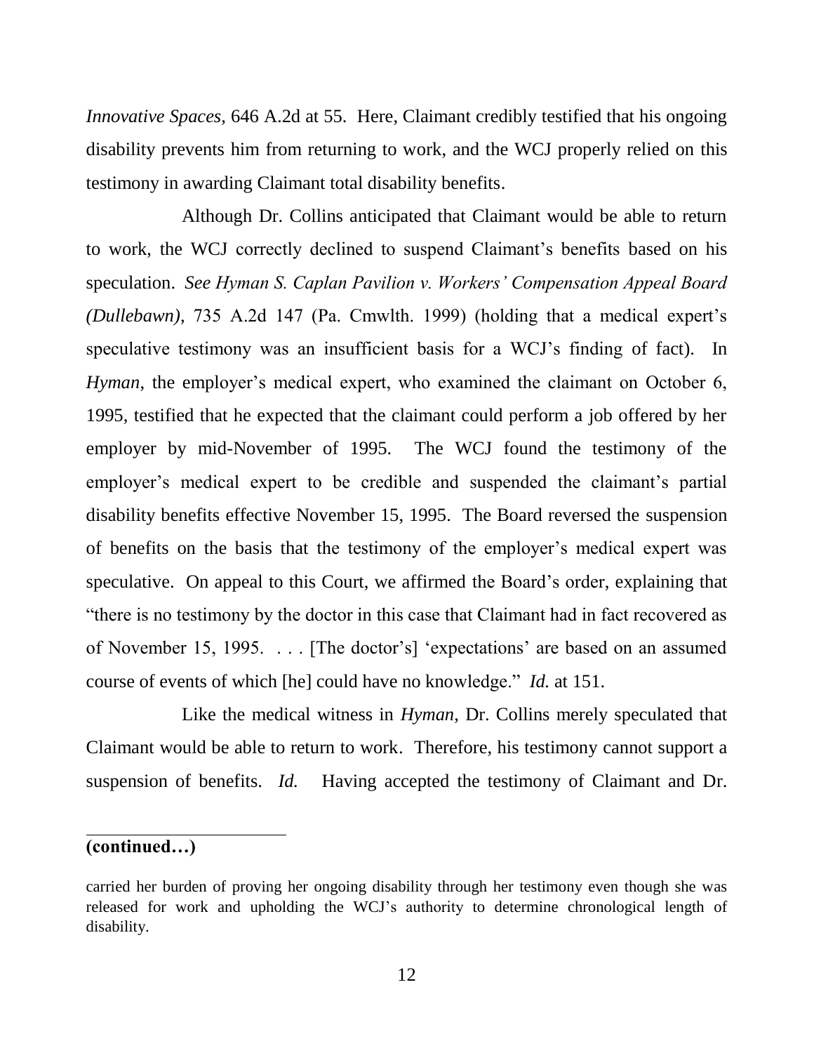*Innovative Spaces*, 646 A.2d at 55. Here, Claimant credibly testified that his ongoing disability prevents him from returning to work, and the WCJ properly relied on this testimony in awarding Claimant total disability benefits.

Although Dr. Collins anticipated that Claimant would be able to return to work, the WCJ correctly declined to suspend Claimant's benefits based on his speculation. *See Hyman S. Caplan Pavilion v. Workers' Compensation Appeal Board (Dullebawn)*, 735 A.2d 147 (Pa. Cmwlth. 1999) (holding that a medical expert's speculative testimony was an insufficient basis for a WCJ's finding of fact). In *Hyman*, the employer's medical expert, who examined the claimant on October 6, 1995, testified that he expected that the claimant could perform a job offered by her employer by mid-November of 1995. The WCJ found the testimony of the employer's medical expert to be credible and suspended the claimant's partial disability benefits effective November 15, 1995. The Board reversed the suspension of benefits on the basis that the testimony of the employer's medical expert was speculative. On appeal to this Court, we affirmed the Board's order, explaining that "there is no testimony by the doctor in this case that Claimant had in fact recovered as of November 15, 1995. . . . [The doctor's] 'expectations' are based on an assumed course of events of which [he] could have no knowledge." *Id.* at 151.

Like the medical witness in *Hyman*, Dr. Collins merely speculated that Claimant would be able to return to work. Therefore, his testimony cannot support a suspension of benefits. *Id.* Having accepted the testimony of Claimant and Dr.

---

**(continued…)**

carried her burden of proving her ongoing disability through her testimony even though she was released for work and upholding the WCJ's authority to determine chronological length of disability.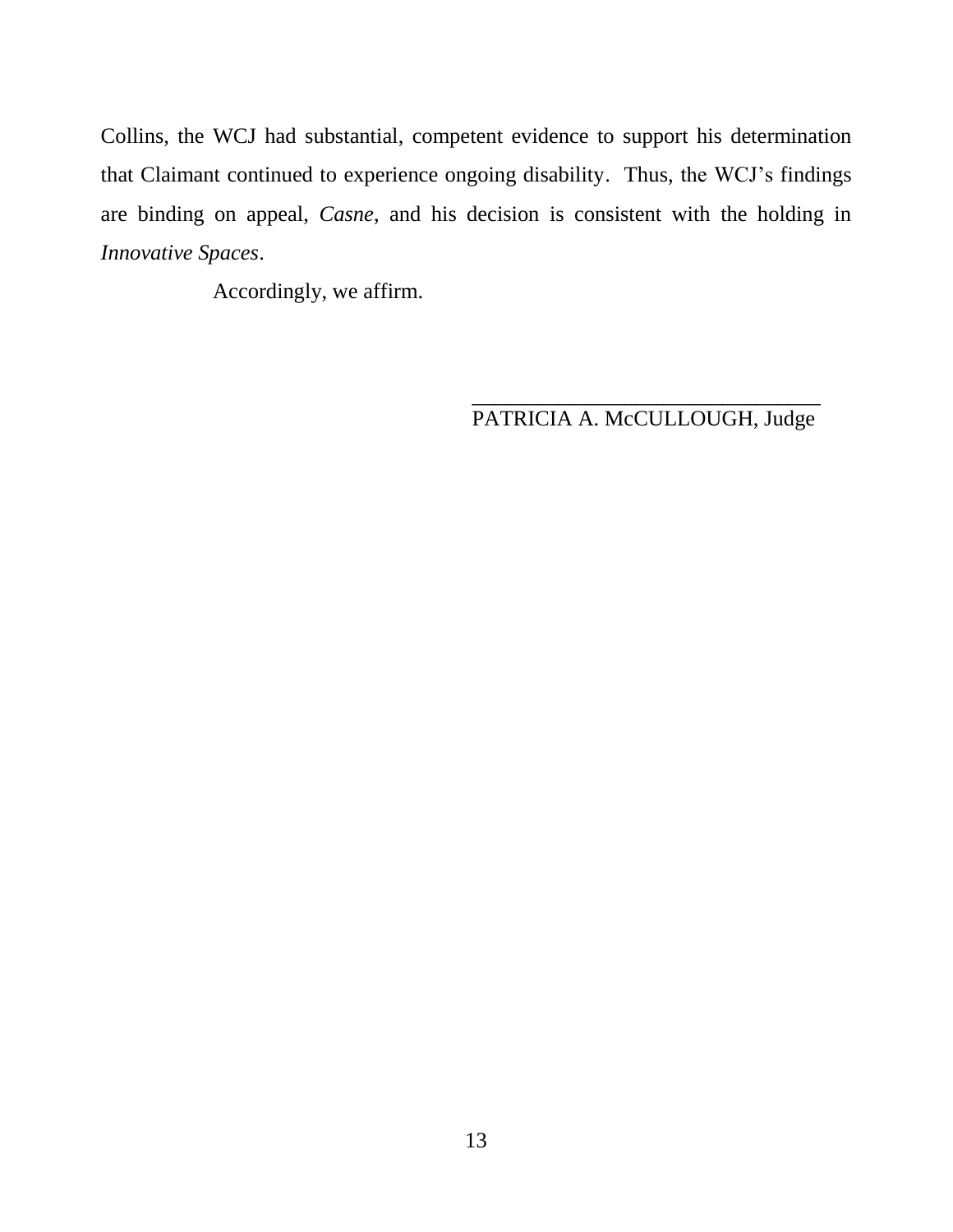Collins, the WCJ had substantial, competent evidence to support his determination that Claimant continued to experience ongoing disability. Thus, the WCJ's findings are binding on appeal, *Casne*, and his decision is consistent with the holding in *Innovative Spaces*.

Accordingly, we affirm.

________________________________
PATRICIA A. McCULLOUGH, Judge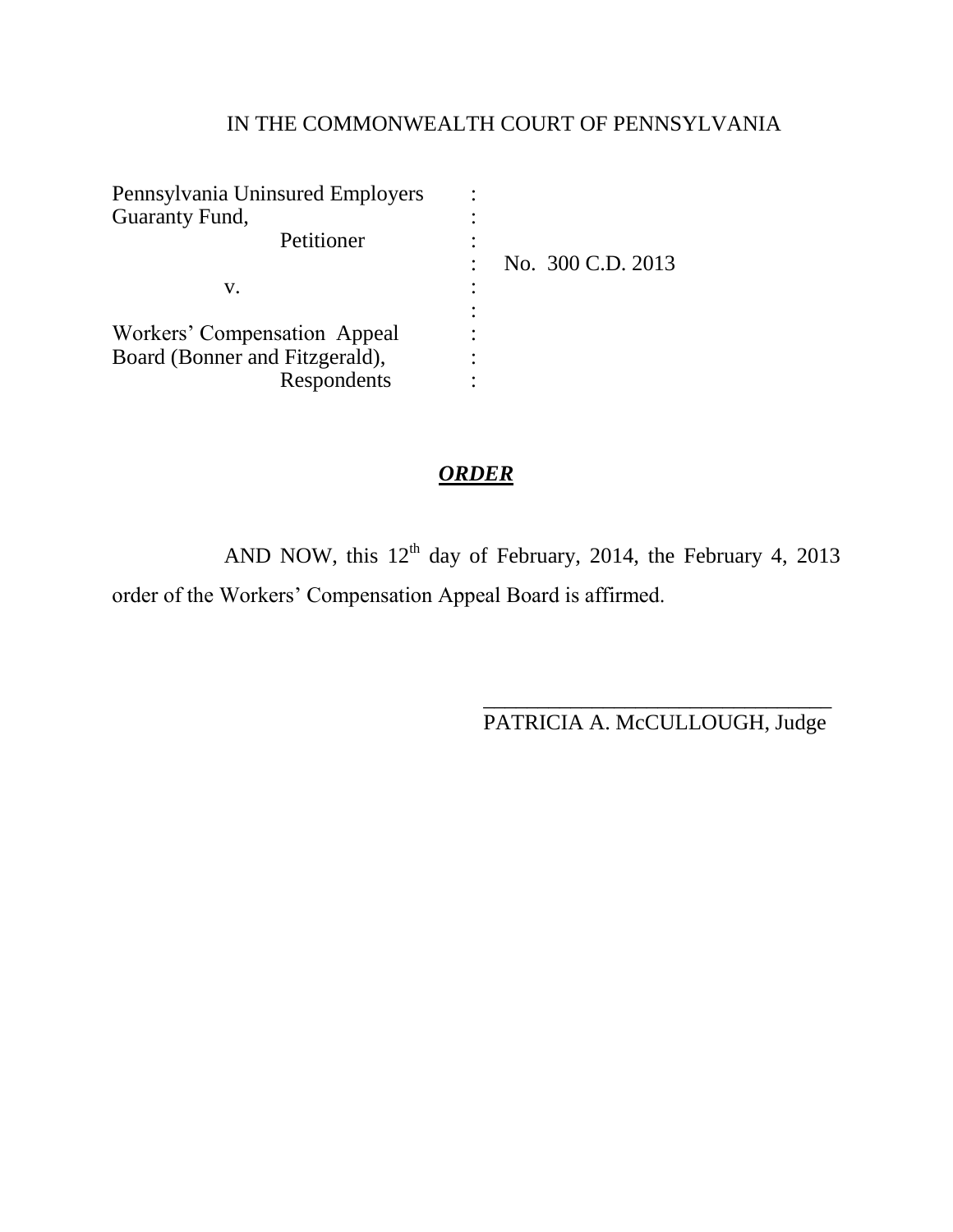IN THE COMMONWEALTH COURT OF PENNSYLVANIA

| | | |
|---|---|---|
| Pennsylvania Uninsured Employers Guaranty Fund, Petitioner | : | |
| | : | No. 300 C.D. 2013 |
| v. | : | |
| | : | |
| Workers' Compensation Appeal Board (Bonner and Fitzgerald), Respondents | : | |

## ***ORDER***

AND NOW, this 12th day of February, 2014, the February 4, 2013 order of the Workers' Compensation Appeal Board is affirmed.

\_\_\_\_\_\_\_\_\_\_\_\_\_\_\_\_\_\_\_\_\_\_\_\_\_\_\_\_\_\_\_\_\_

PATRICIA A. McCULLOUGH, Judge